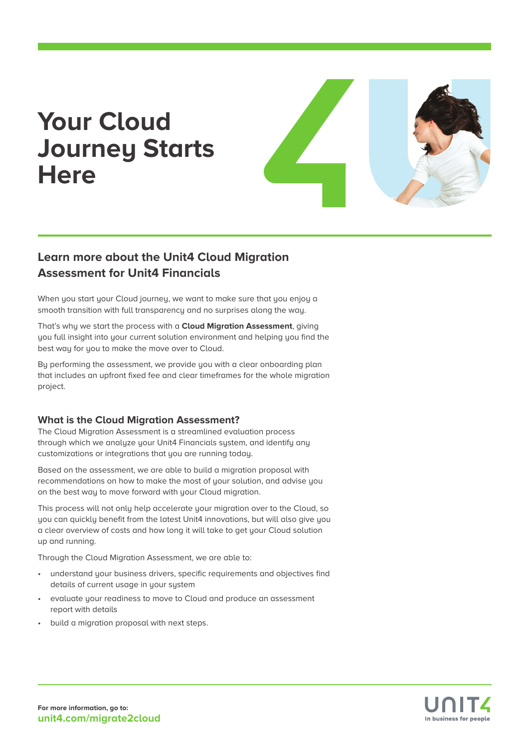# Your Cloud Journey Starts Here

## Learn more about the Unit4 Cloud Migration Assessment for Unit4 Financials

When you start your Cloud journey, we want to make sure that you enjoy a smooth transition with full transparency and no surprises along the way.

That's why we start the process with a **Cloud Migration Assessment**, giving you full insight into your current solution environment and helping you find the best way for you to make the move over to Cloud.

By performing the assessment, we provide you with a clear onboarding plan that includes an upfront fixed fee and clear timeframes for the whole migration project.

### What is the Cloud Migration Assessment?

The Cloud Migration Assessment is a streamlined evaluation process through which we analyze your Unit4 Financials system, and identify any customizations or integrations that you are running today.

Based on the assessment, we are able to build a migration proposal with recommendations on how to make the most of your solution, and advise you on the best way to move forward with your Cloud migration.

This process will not only help accelerate your migration over to the Cloud, so you can quickly benefit from the latest Unit4 innovations, but will also give you a clear overview of costs and how long it will take to get your Cloud solution up and running.

Through the Cloud Migration Assessment, we are able to:

- understand your business drivers, specific requirements and objectives find details of current usage in your system
- evaluate your readiness to move to Cloud and produce an assessment report with details
- build a migration proposal with next steps.

**For more information, go to:**
**unit4.com/migrate2cloud**

UNIT4
In business for people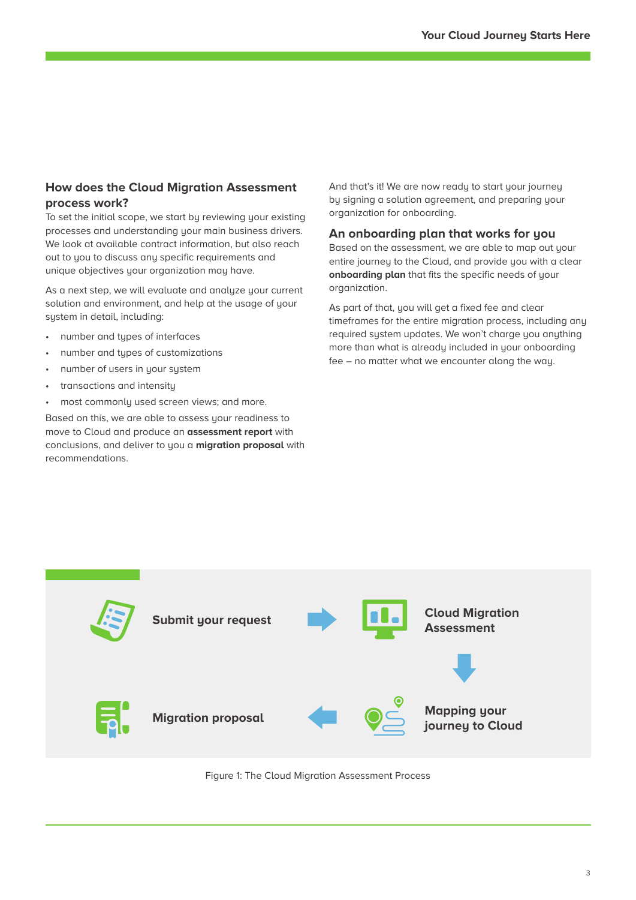## How does the Cloud Migration Assessment process work?

To set the initial scope, we start by reviewing your existing processes and understanding your main business drivers. We look at available contract information, but also reach out to you to discuss any specific requirements and unique objectives your organization may have.

As a next step, we will evaluate and analyze your current solution and environment, and help at the usage of your system in detail, including:

- number and types of interfaces
- number and types of customizations
- number of users in your system
- transactions and intensity
- most commonly used screen views; and more.

Based on this, we are able to assess your readiness to move to Cloud and produce an **assessment report** with conclusions, and deliver to you a **migration proposal** with recommendations.

And that's it! We are now ready to start your journey by signing a solution agreement, and preparing your organization for onboarding.

## An onboarding plan that works for you

Based on the assessment, we are able to map out your entire journey to the Cloud, and provide you with a clear **onboarding plan** that fits the specific needs of your organization.

As part of that, you will get a fixed fee and clear timeframes for the entire migration process, including any required system updates. We won't charge you anything more than what is already included in your onboarding fee – no matter what we encounter along the way.

**Submit your request** → **Cloud Migration Assessment** → **Mapping your journey to Cloud** → **Migration proposal**

Figure 1: The Cloud Migration Assessment Process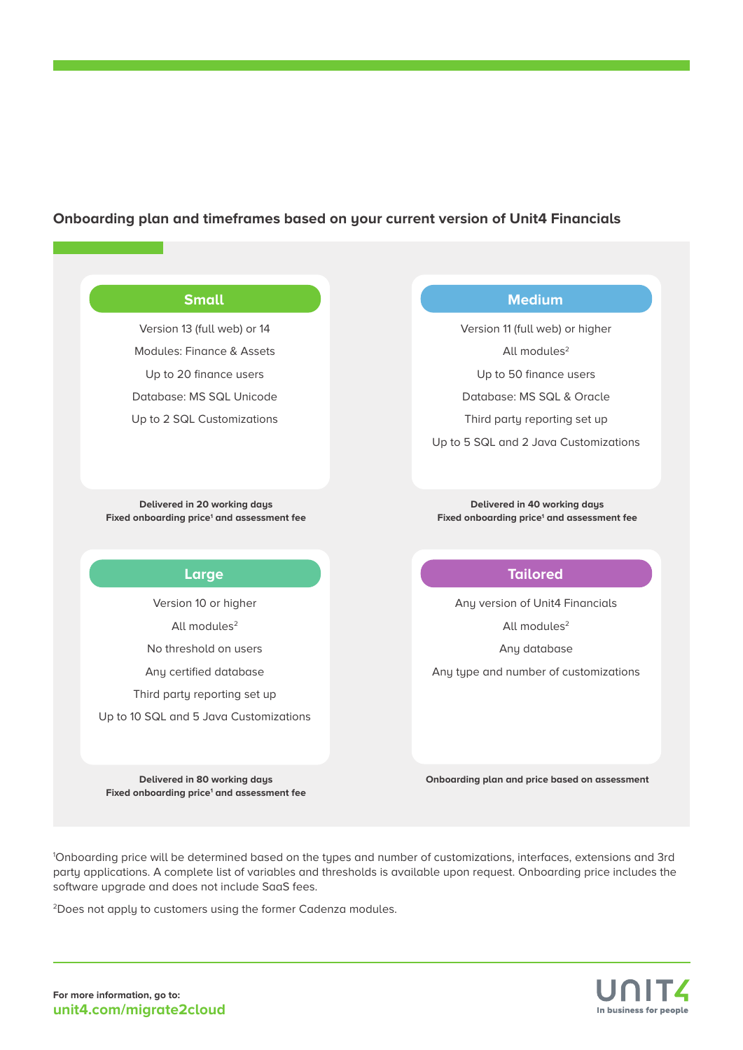## Onboarding plan and timeframes based on your current version of Unit4 Financials

### Small

Version 13 (full web) or 14

Modules: Finance & Assets

Up to 20 finance users

Database: MS SQL Unicode

Up to 2 SQL Customizations

**Delivered in 20 working days**
**Fixed onboarding price[1] and assessment fee**

### Medium

Version 11 (full web) or higher

All modules[2]

Up to 50 finance users

Database: MS SQL & Oracle

Third party reporting set up

Up to 5 SQL and 2 Java Customizations

**Delivered in 40 working days**
**Fixed onboarding price[1] and assessment fee**

### Large

Version 10 or higher

All modules[2]

No threshold on users

Any certified database

Third party reporting set up

Up to 10 SQL and 5 Java Customizations

**Delivered in 80 working days**
**Fixed onboarding price[1] and assessment fee**

### Tailored

Any version of Unit4 Financials

All modules[2]

Any database

Any type and number of customizations

**Onboarding plan and price based on assessment**

[1]Onboarding price will be determined based on the types and number of customizations, interfaces, extensions and 3rd party applications. A complete list of variables and thresholds is available upon request. Onboarding price includes the software upgrade and does not include SaaS fees.

[2]Does not apply to customers using the former Cadenza modules.

**For more information, go to:**
**unit4.com/migrate2cloud**

UNIT4
In business for people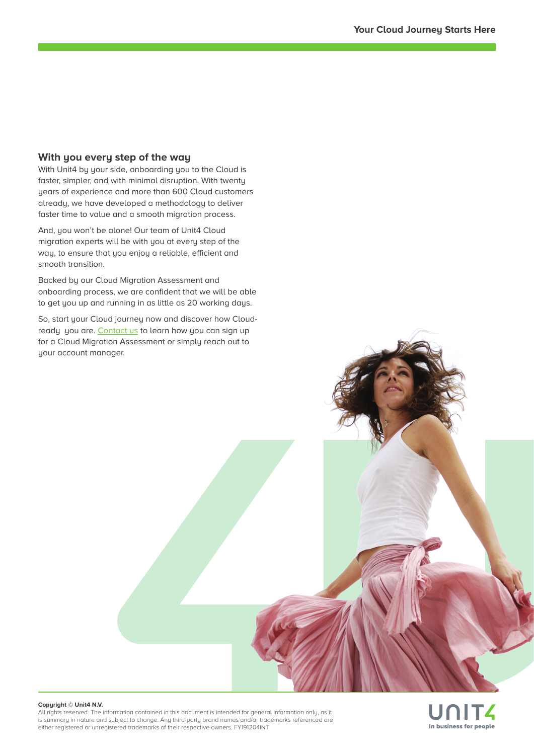## With you every step of the way

With Unit4 by your side, onboarding you to the Cloud is faster, simpler, and with minimal disruption. With twenty years of experience and more than 600 Cloud customers already, we have developed a methodology to deliver faster time to value and a smooth migration process.

And, you won't be alone! Our team of Unit4 Cloud migration experts will be with you at every step of the way, to ensure that you enjoy a reliable, efficient and smooth transition.

Backed by our Cloud Migration Assessment and onboarding process, we are confident that we will be able to get you up and running in as little as 20 working days.

So, start your Cloud journey now and discover how Cloud-ready you are. Contact us to learn how you can sign up for a Cloud Migration Assessment or simply reach out to your account manager.

**Copyright © Unit4 N.V.**
All rights reserved. The information contained in this document is intended for general information only, as it is summary in nature and subject to change. Any third-party brand names and/or trademarks referenced are either registered or unregistered trademarks of their respective owners. FY191204INT

UNIT4
In business for people